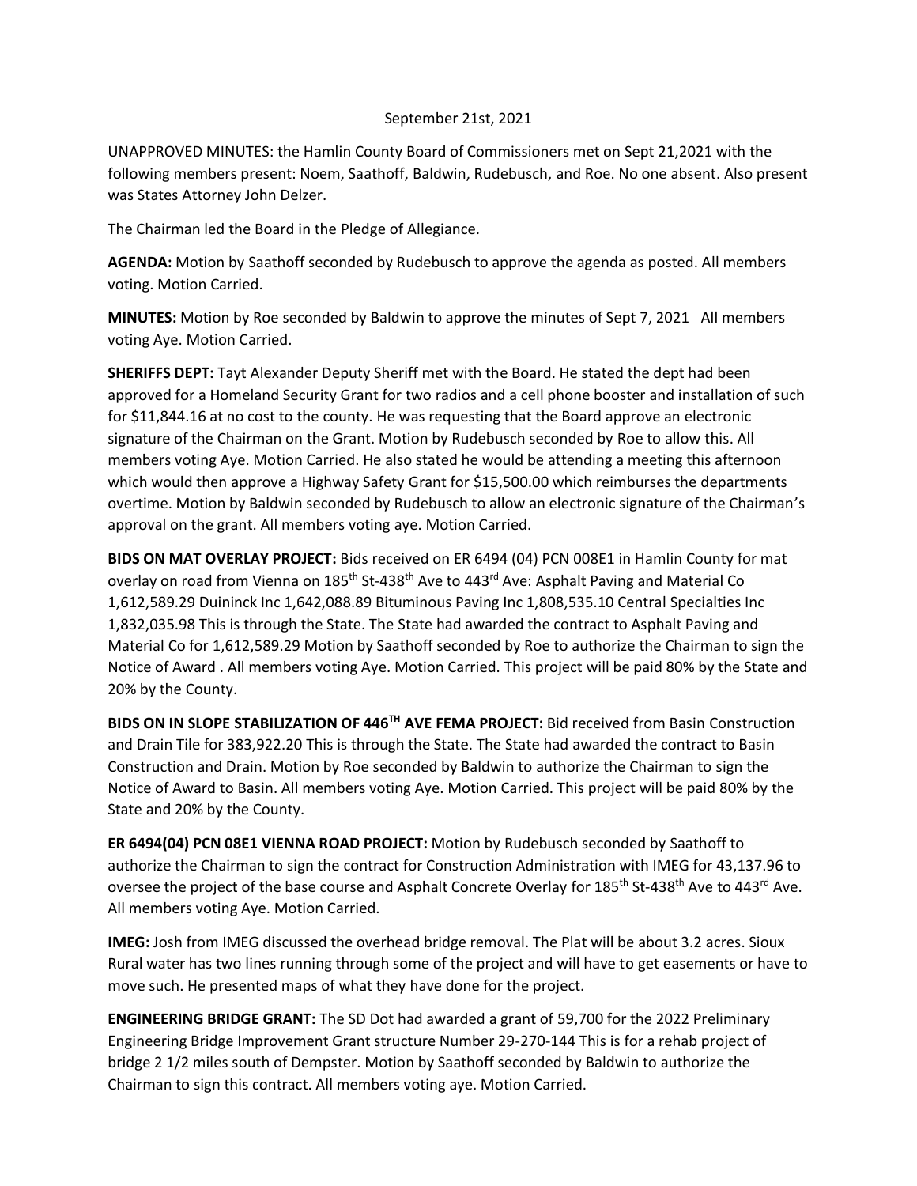September 21st, 2021

UNAPPROVED MINUTES: the Hamlin County Board of Commissioners met on Sept 21,2021 with the following members present: Noem, Saathoff, Baldwin, Rudebusch, and Roe. No one absent. Also present was States Attorney John Delzer.

The Chairman led the Board in the Pledge of Allegiance.

**AGENDA:** Motion by Saathoff seconded by Rudebusch to approve the agenda as posted. All members voting. Motion Carried.

**MINUTES:** Motion by Roe seconded by Baldwin to approve the minutes of Sept 7, 2021 All members voting Aye. Motion Carried.

**SHERIFFS DEPT:** Tayt Alexander Deputy Sheriff met with the Board. He stated the dept had been approved for a Homeland Security Grant for two radios and a cell phone booster and installation of such for $11,844.16 at no cost to the county. He was requesting that the Board approve an electronic signature of the Chairman on the Grant. Motion by Rudebusch seconded by Roe to allow this. All members voting Aye. Motion Carried. He also stated he would be attending a meeting this afternoon which would then approve a Highway Safety Grant for $15,500.00 which reimburses the departments overtime. Motion by Baldwin seconded by Rudebusch to allow an electronic signature of the Chairman's approval on the grant. All members voting aye. Motion Carried.

**BIDS ON MAT OVERLAY PROJECT:** Bids received on ER 6494 (04) PCN 008E1 in Hamlin County for mat overlay on road from Vienna on 185th St-438th Ave to 443rd Ave: Asphalt Paving and Material Co 1,612,589.29 Duininck Inc 1,642,088.89 Bituminous Paving Inc 1,808,535.10 Central Specialties Inc 1,832,035.98 This is through the State. The State had awarded the contract to Asphalt Paving and Material Co for 1,612,589.29 Motion by Saathoff seconded by Roe to authorize the Chairman to sign the Notice of Award . All members voting Aye. Motion Carried. This project will be paid 80% by the State and 20% by the County.

**BIDS ON IN SLOPE STABILIZATION OF 446TH AVE FEMA PROJECT:** Bid received from Basin Construction and Drain Tile for 383,922.20 This is through the State. The State had awarded the contract to Basin Construction and Drain. Motion by Roe seconded by Baldwin to authorize the Chairman to sign the Notice of Award to Basin. All members voting Aye. Motion Carried. This project will be paid 80% by the State and 20% by the County.

**ER 6494(04) PCN 08E1 VIENNA ROAD PROJECT:** Motion by Rudebusch seconded by Saathoff to authorize the Chairman to sign the contract for Construction Administration with IMEG for 43,137.96 to oversee the project of the base course and Asphalt Concrete Overlay for 185th St-438th Ave to 443rd Ave. All members voting Aye. Motion Carried.

**IMEG:** Josh from IMEG discussed the overhead bridge removal. The Plat will be about 3.2 acres. Sioux Rural water has two lines running through some of the project and will have to get easements or have to move such. He presented maps of what they have done for the project.

**ENGINEERING BRIDGE GRANT:** The SD Dot had awarded a grant of 59,700 for the 2022 Preliminary Engineering Bridge Improvement Grant structure Number 29-270-144 This is for a rehab project of bridge 2 1/2 miles south of Dempster. Motion by Saathoff seconded by Baldwin to authorize the Chairman to sign this contract. All members voting aye. Motion Carried.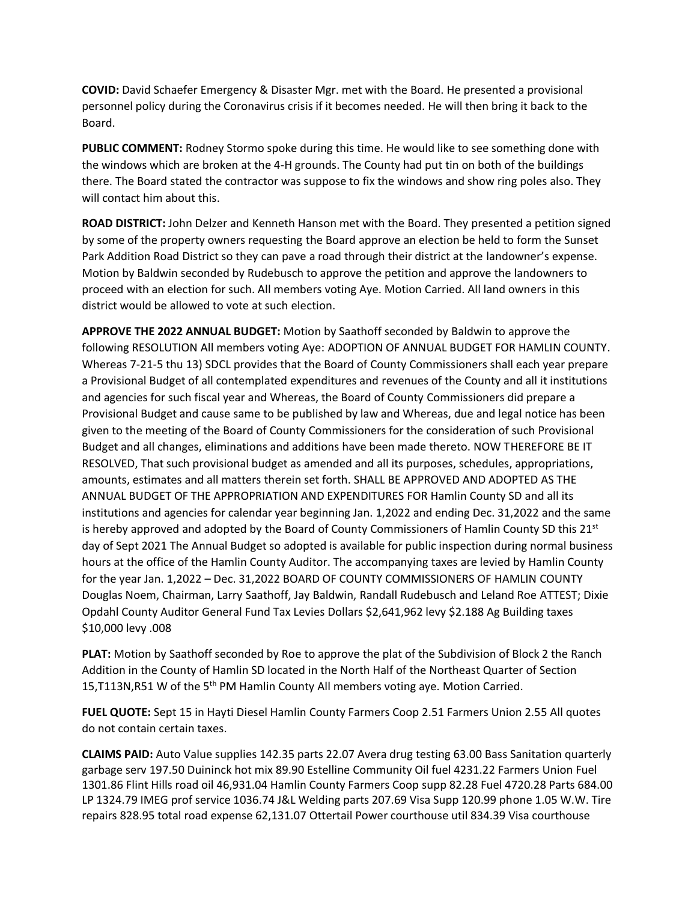**COVID:** David Schaefer Emergency & Disaster Mgr. met with the Board. He presented a provisional personnel policy during the Coronavirus crisis if it becomes needed. He will then bring it back to the Board.

**PUBLIC COMMENT:** Rodney Stormo spoke during this time. He would like to see something done with the windows which are broken at the 4-H grounds. The County had put tin on both of the buildings there. The Board stated the contractor was suppose to fix the windows and show ring poles also. They will contact him about this.

**ROAD DISTRICT:** John Delzer and Kenneth Hanson met with the Board. They presented a petition signed by some of the property owners requesting the Board approve an election be held to form the Sunset Park Addition Road District so they can pave a road through their district at the landowner's expense. Motion by Baldwin seconded by Rudebusch to approve the petition and approve the landowners to proceed with an election for such. All members voting Aye. Motion Carried. All land owners in this district would be allowed to vote at such election.

**APPROVE THE 2022 ANNUAL BUDGET:** Motion by Saathoff seconded by Baldwin to approve the following RESOLUTION All members voting Aye: ADOPTION OF ANNUAL BUDGET FOR HAMLIN COUNTY. Whereas 7-21-5 thu 13) SDCL provides that the Board of County Commissioners shall each year prepare a Provisional Budget of all contemplated expenditures and revenues of the County and all it institutions and agencies for such fiscal year and Whereas, the Board of County Commissioners did prepare a Provisional Budget and cause same to be published by law and Whereas, due and legal notice has been given to the meeting of the Board of County Commissioners for the consideration of such Provisional Budget and all changes, eliminations and additions have been made thereto. NOW THEREFORE BE IT RESOLVED, That such provisional budget as amended and all its purposes, schedules, appropriations, amounts, estimates and all matters therein set forth. SHALL BE APPROVED AND ADOPTED AS THE ANNUAL BUDGET OF THE APPROPRIATION AND EXPENDITURES FOR Hamlin County SD and all its institutions and agencies for calendar year beginning Jan. 1,2022 and ending Dec. 31,2022 and the same is hereby approved and adopted by the Board of County Commissioners of Hamlin County SD this 21st day of Sept 2021 The Annual Budget so adopted is available for public inspection during normal business hours at the office of the Hamlin County Auditor. The accompanying taxes are levied by Hamlin County for the year Jan. 1,2022 – Dec. 31,2022 BOARD OF COUNTY COMMISSIONERS OF HAMLIN COUNTY Douglas Noem, Chairman, Larry Saathoff, Jay Baldwin, Randall Rudebusch and Leland Roe ATTEST; Dixie Opdahl County Auditor General Fund Tax Levies Dollars $2,641,962 levy $2.188 Ag Building taxes $10,000 levy .008

**PLAT:** Motion by Saathoff seconded by Roe to approve the plat of the Subdivision of Block 2 the Ranch Addition in the County of Hamlin SD located in the North Half of the Northeast Quarter of Section 15,T113N,R51 W of the 5th PM Hamlin County All members voting aye. Motion Carried.

**FUEL QUOTE:** Sept 15 in Hayti Diesel Hamlin County Farmers Coop 2.51 Farmers Union 2.55 All quotes do not contain certain taxes.

**CLAIMS PAID:** Auto Value supplies 142.35 parts 22.07 Avera drug testing 63.00 Bass Sanitation quarterly garbage serv 197.50 Duininck hot mix 89.90 Estelline Community Oil fuel 4231.22 Farmers Union Fuel 1301.86 Flint Hills road oil 46,931.04 Hamlin County Farmers Coop supp 82.28 Fuel 4720.28 Parts 684.00 LP 1324.79 IMEG prof service 1036.74 J&L Welding parts 207.69 Visa Supp 120.99 phone 1.05 W.W. Tire repairs 828.95 total road expense 62,131.07 Ottertail Power courthouse util 834.39 Visa courthouse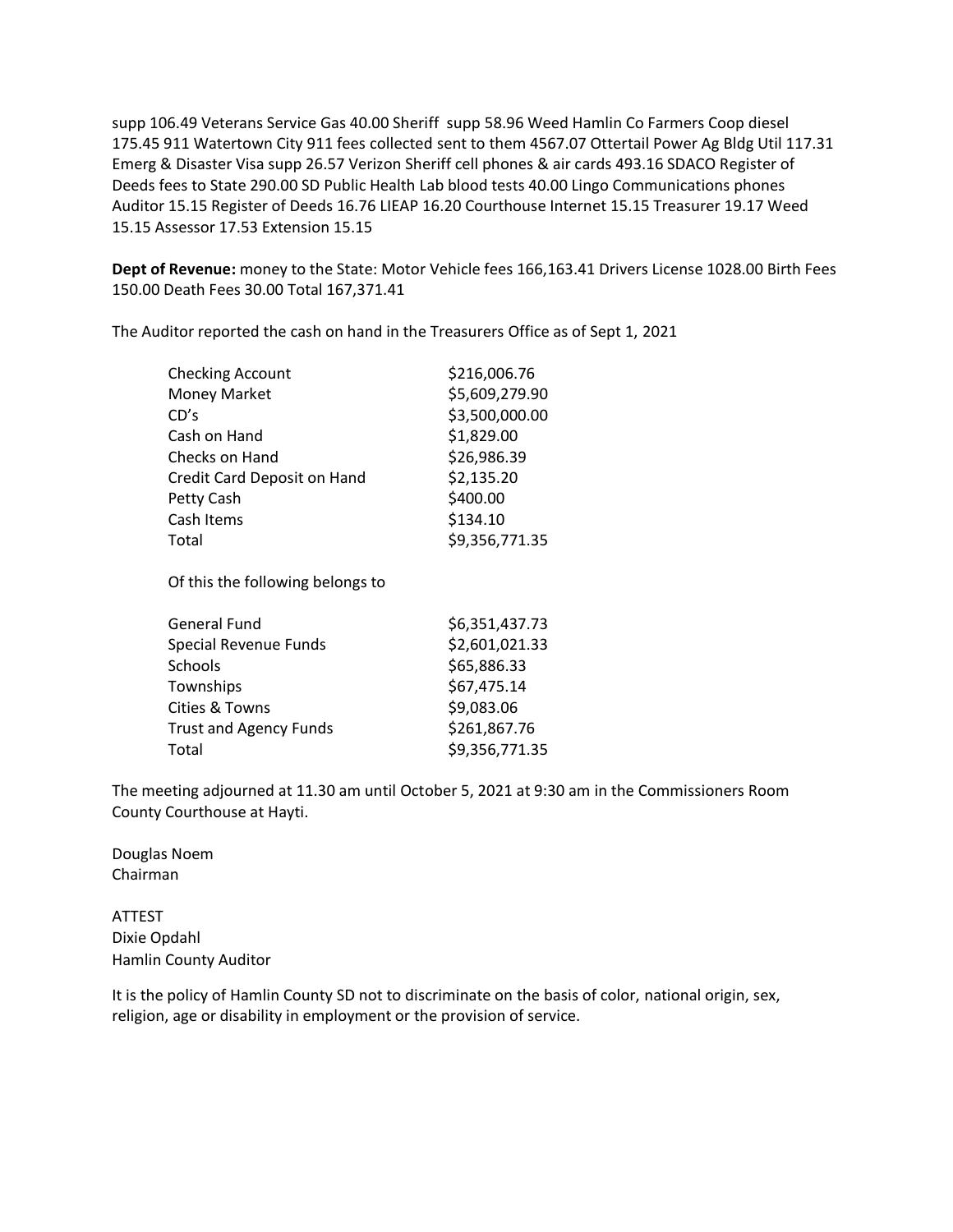supp 106.49 Veterans Service Gas 40.00 Sheriff supp 58.96 Weed Hamlin Co Farmers Coop diesel 175.45 911 Watertown City 911 fees collected sent to them 4567.07 Ottertail Power Ag Bldg Util 117.31 Emerg & Disaster Visa supp 26.57 Verizon Sheriff cell phones & air cards 493.16 SDACO Register of Deeds fees to State 290.00 SD Public Health Lab blood tests 40.00 Lingo Communications phones Auditor 15.15 Register of Deeds 16.76 LIEAP 16.20 Courthouse Internet 15.15 Treasurer 19.17 Weed 15.15 Assessor 17.53 Extension 15.15

**Dept of Revenue:** money to the State: Motor Vehicle fees 166,163.41 Drivers License 1028.00 Birth Fees 150.00 Death Fees 30.00 Total 167,371.41

The Auditor reported the cash on hand in the Treasurers Office as of Sept 1, 2021

| | |
|---|---|
| Checking Account | $216,006.76 |
| Money Market | $5,609,279.90 |
| CD's | $3,500,000.00 |
| Cash on Hand | $1,829.00 |
| Checks on Hand | $26,986.39 |
| Credit Card Deposit on Hand | $2,135.20 |
| Petty Cash | $400.00 |
| Cash Items | $134.10 |
| Total | $9,356,771.35 |

Of this the following belongs to

| | |
|---|---|
| General Fund | $6,351,437.73 |
| Special Revenue Funds | $2,601,021.33 |
| Schools | $65,886.33 |
| Townships | $67,475.14 |
| Cities & Towns | $9,083.06 |
| Trust and Agency Funds | $261,867.76 |
| Total | $9,356,771.35 |

The meeting adjourned at 11.30 am until October 5, 2021 at 9:30 am in the Commissioners Room County Courthouse at Hayti.

Douglas Noem
Chairman

ATTEST
Dixie Opdahl
Hamlin County Auditor

It is the policy of Hamlin County SD not to discriminate on the basis of color, national origin, sex, religion, age or disability in employment or the provision of service.